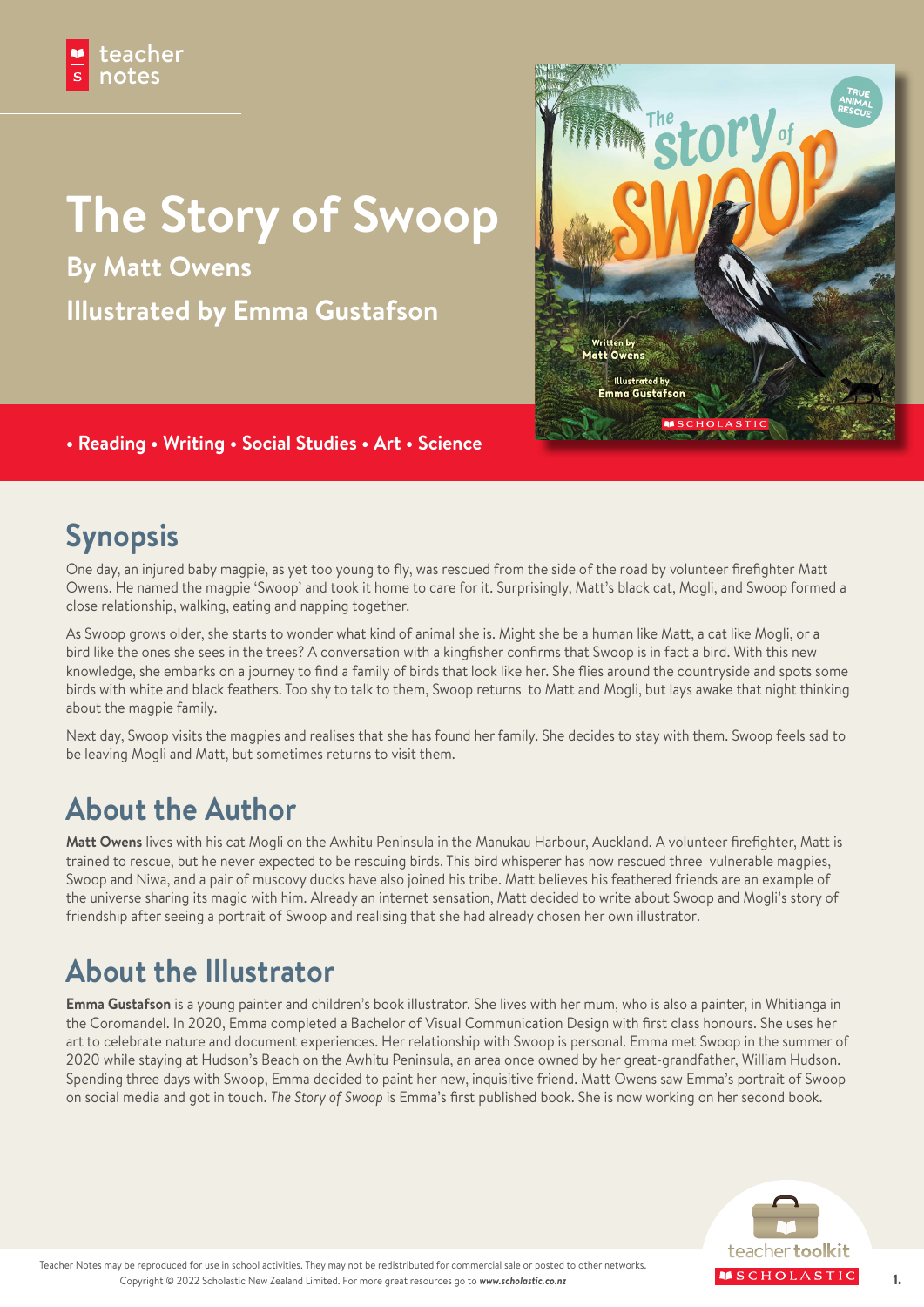teacher notes

# The Story of Swoop

**By Matt Owens**

**Illustrated by Emma Gustafson**

• Reading • Writing • Social Studies • Art • Science

## Synopsis

One day, an injured baby magpie, as yet too young to fly, was rescued from the side of the road by volunteer firefighter Matt Owens. He named the magpie 'Swoop' and took it home to care for it. Surprisingly, Matt's black cat, Mogli, and Swoop formed a close relationship, walking, eating and napping together.

As Swoop grows older, she starts to wonder what kind of animal she is. Might she be a human like Matt, a cat like Mogli, or a bird like the ones she sees in the trees? A conversation with a kingfisher confirms that Swoop is in fact a bird. With this new knowledge, she embarks on a journey to find a family of birds that look like her. She flies around the countryside and spots some birds with white and black feathers. Too shy to talk to them, Swoop returns to Matt and Mogli, but lays awake that night thinking about the magpie family.

Next day, Swoop visits the magpies and realises that she has found her family. She decides to stay with them. Swoop feels sad to be leaving Mogli and Matt, but sometimes returns to visit them.

## About the Author

**Matt Owens** lives with his cat Mogli on the Awhitu Peninsula in the Manukau Harbour, Auckland. A volunteer firefighter, Matt is trained to rescue, but he never expected to be rescuing birds. This bird whisperer has now rescued three vulnerable magpies, Swoop and Niwa, and a pair of muscovy ducks have also joined his tribe. Matt believes his feathered friends are an example of the universe sharing its magic with him. Already an internet sensation, Matt decided to write about Swoop and Mogli's story of friendship after seeing a portrait of Swoop and realising that she had already chosen her own illustrator.

## About the Illustrator

**Emma Gustafson** is a young painter and children's book illustrator. She lives with her mum, who is also a painter, in Whitianga in the Coromandel. In 2020, Emma completed a Bachelor of Visual Communication Design with first class honours. She uses her art to celebrate nature and document experiences. Her relationship with Swoop is personal. Emma met Swoop in the summer of 2020 while staying at Hudson's Beach on the Awhitu Peninsula, an area once owned by her great-grandfather, William Hudson. Spending three days with Swoop, Emma decided to paint her new, inquisitive friend. Matt Owens saw Emma's portrait of Swoop on social media and got in touch. *The Story of Swoop* is Emma's first published book. She is now working on her second book.

Teacher Notes may be reproduced for use in school activities. They may not be redistributed for commercial sale or posted to other networks. Copyright © 2022 Scholastic New Zealand Limited. For more great resources go to *www.scholastic.co.nz*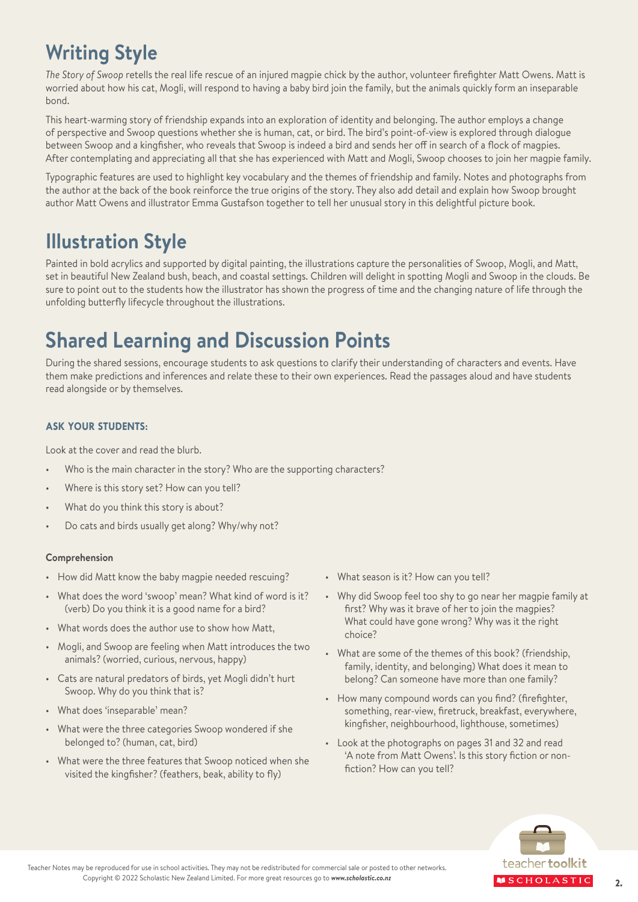## Writing Style

*The Story of Swoop* retells the real life rescue of an injured magpie chick by the author, volunteer firefighter Matt Owens. Matt is worried about how his cat, Mogli, will respond to having a baby bird join the family, but the animals quickly form an inseparable bond.

This heart-warming story of friendship expands into an exploration of identity and belonging. The author employs a change of perspective and Swoop questions whether she is human, cat, or bird. The bird's point-of-view is explored through dialogue between Swoop and a kingfisher, who reveals that Swoop is indeed a bird and sends her off in search of a flock of magpies. After contemplating and appreciating all that she has experienced with Matt and Mogli, Swoop chooses to join her magpie family.

Typographic features are used to highlight key vocabulary and the themes of friendship and family. Notes and photographs from the author at the back of the book reinforce the true origins of the story. They also add detail and explain how Swoop brought author Matt Owens and illustrator Emma Gustafson together to tell her unusual story in this delightful picture book.

## Illustration Style

Painted in bold acrylics and supported by digital painting, the illustrations capture the personalities of Swoop, Mogli, and Matt, set in beautiful New Zealand bush, beach, and coastal settings. Children will delight in spotting Mogli and Swoop in the clouds. Be sure to point out to the students how the illustrator has shown the progress of time and the changing nature of life through the unfolding butterfly lifecycle throughout the illustrations.

## Shared Learning and Discussion Points

During the shared sessions, encourage students to ask questions to clarify their understanding of characters and events. Have them make predictions and inferences and relate these to their own experiences. Read the passages aloud and have students read alongside or by themselves.

**ASK YOUR STUDENTS:**

Look at the cover and read the blurb.

- Who is the main character in the story? Who are the supporting characters?
- Where is this story set? How can you tell?
- What do you think this story is about?
- Do cats and birds usually get along? Why/why not?

**Comprehension**

- How did Matt know the baby magpie needed rescuing?
- What does the word 'swoop' mean? What kind of word is it? (verb) Do you think it is a good name for a bird?
- What words does the author use to show how Matt, Mogli, and Swoop are feeling when Matt introduces the two animals? (worried, curious, nervous, happy)
- Cats are natural predators of birds, yet Mogli didn't hurt Swoop. Why do you think that is?
- What does 'inseparable' mean?
- What were the three categories Swoop wondered if she belonged to? (human, cat, bird)
- What were the three features that Swoop noticed when she visited the kingfisher? (feathers, beak, ability to fly)
- What season is it? How can you tell?
- Why did Swoop feel too shy to go near her magpie family at first? Why was it brave of her to join the magpies? What could have gone wrong? Why was it the right choice?
- What are some of the themes of this book? (friendship, family, identity, and belonging) What does it mean to belong? Can someone have more than one family?
- How many compound words can you find? (firefighter, something, rear-view, firetruck, breakfast, everywhere, kingfisher, neighbourhood, lighthouse, sometimes)
- Look at the photographs on pages 31 and 32 and read 'A note from Matt Owens'. Is this story fiction or non-fiction? How can you tell?

Teacher Notes may be reproduced for use in school activities. They may not be redistributed for commercial sale or posted to other networks. Copyright © 2022 Scholastic New Zealand Limited. For more great resources go to ***www.scholastic.co.nz***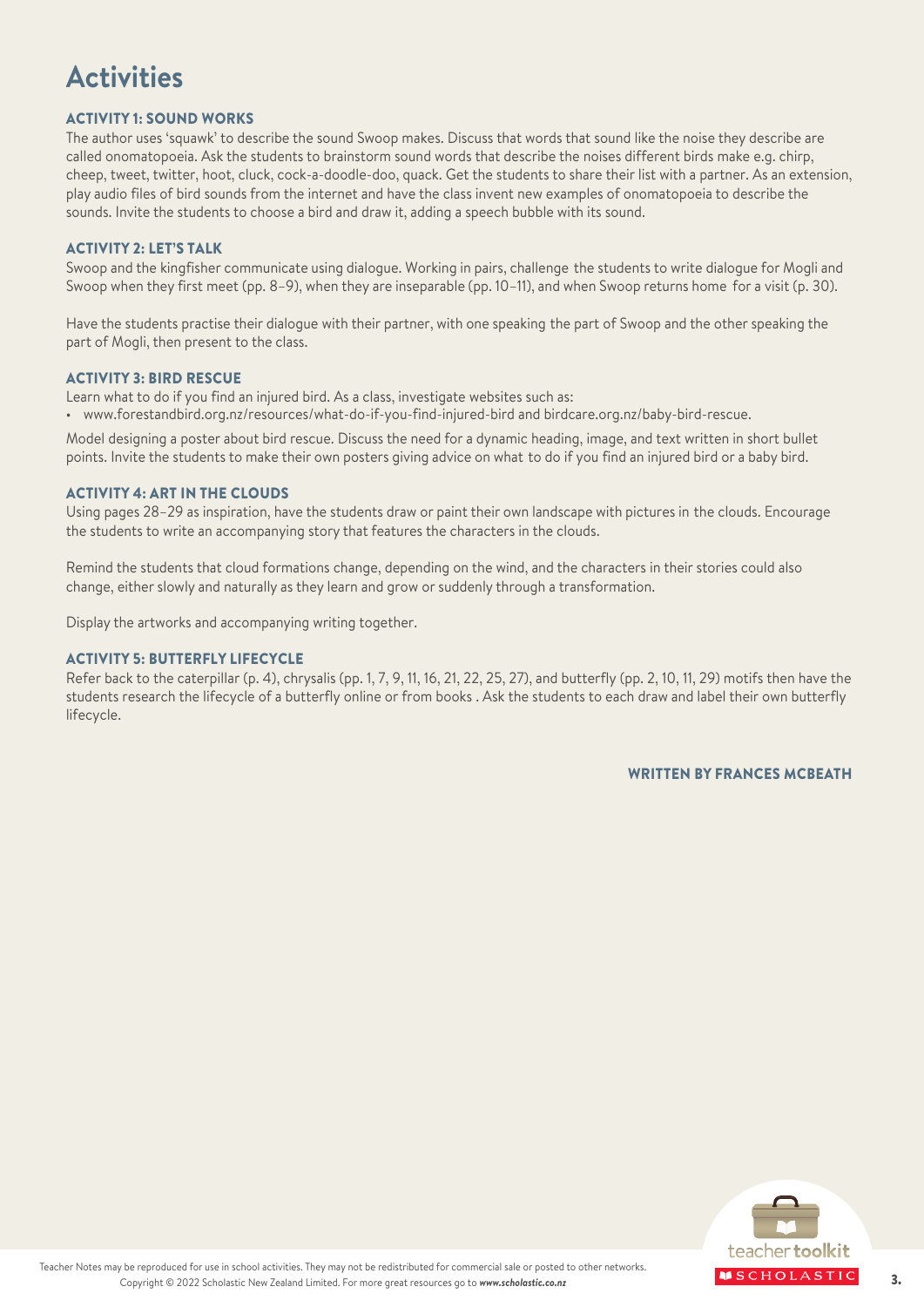# Activities

### ACTIVITY 1: SOUND WORKS

The author uses 'squawk' to describe the sound Swoop makes. Discuss that words that sound like the noise they describe are called onomatopoeia. Ask the students to brainstorm sound words that describe the noises different birds make e.g. chirp, cheep, tweet, twitter, hoot, cluck, cock-a-doodle-doo, quack. Get the students to share their list with a partner. As an extension, play audio files of bird sounds from the internet and have the class invent new examples of onomatopoeia to describe the sounds. Invite the students to choose a bird and draw it, adding a speech bubble with its sound.

### ACTIVITY 2: LET'S TALK

Swoop and the kingfisher communicate using dialogue. Working in pairs, challenge the students to write dialogue for Mogli and Swoop when they first meet (pp. 8–9), when they are inseparable (pp. 10–11), and when Swoop returns home for a visit (p. 30).

Have the students practise their dialogue with their partner, with one speaking the part of Swoop and the other speaking the part of Mogli, then present to the class.

### ACTIVITY 3: BIRD RESCUE

Learn what to do if you find an injured bird. As a class, investigate websites such as:

- www.forestandbird.org.nz/resources/what-do-if-you-find-injured-bird and birdcare.org.nz/baby-bird-rescue.

Model designing a poster about bird rescue. Discuss the need for a dynamic heading, image, and text written in short bullet points. Invite the students to make their own posters giving advice on what to do if you find an injured bird or a baby bird.

### ACTIVITY 4: ART IN THE CLOUDS

Using pages 28–29 as inspiration, have the students draw or paint their own landscape with pictures in the clouds. Encourage the students to write an accompanying story that features the characters in the clouds.

Remind the students that cloud formations change, depending on the wind, and the characters in their stories could also change, either slowly and naturally as they learn and grow or suddenly through a transformation.

Display the artworks and accompanying writing together.

### ACTIVITY 5: BUTTERFLY LIFECYCLE

Refer back to the caterpillar (p. 4), chrysalis (pp. 1, 7, 9, 11, 16, 21, 22, 25, 27), and butterfly (pp. 2, 10, 11, 29) motifs then have the students research the lifecycle of a butterfly online or from books . Ask the students to each draw and label their own butterfly lifecycle.

**WRITTEN BY FRANCES MCBEATH**

Teacher Notes may be reproduced for use in school activities. They may not be redistributed for commercial sale or posted to other networks.
Copyright © 2022 Scholastic New Zealand Limited. For more great resources go to *www.scholastic.co.nz*